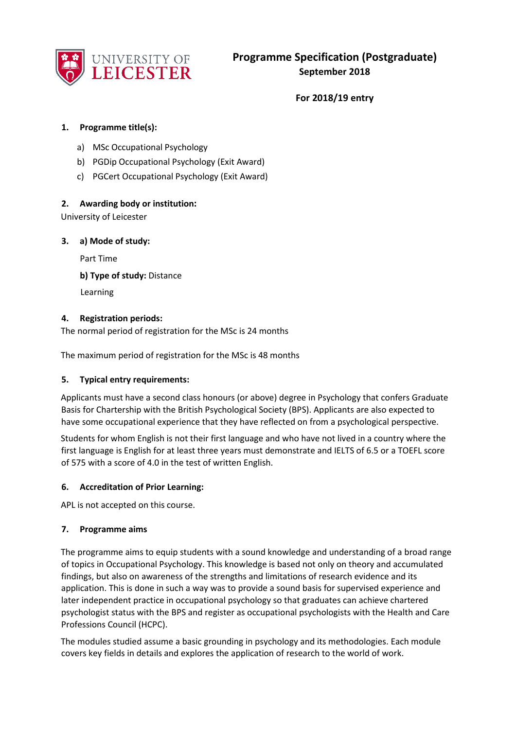# Programme Specification (Postgraduate)

**September 2018**

**For 2018/19 entry**

## 1. Programme title(s):

a) MSc Occupational Psychology

b) PGDip Occupational Psychology (Exit Award)

c) PGCert Occupational Psychology (Exit Award)

## 2. Awarding body or institution:

University of Leicester

## 3. a) Mode of study:

Part Time

**b) Type of study:** Distance Learning

## 4. Registration periods:

The normal period of registration for the MSc is 24 months

The maximum period of registration for the MSc is 48 months

## 5. Typical entry requirements:

Applicants must have a second class honours (or above) degree in Psychology that confers Graduate Basis for Chartership with the British Psychological Society (BPS). Applicants are also expected to have some occupational experience that they have reflected on from a psychological perspective.

Students for whom English is not their first language and who have not lived in a country where the first language is English for at least three years must demonstrate and IELTS of 6.5 or a TOEFL score of 575 with a score of 4.0 in the test of written English.

## 6. Accreditation of Prior Learning:

APL is not accepted on this course.

## 7. Programme aims

The programme aims to equip students with a sound knowledge and understanding of a broad range of topics in Occupational Psychology. This knowledge is based not only on theory and accumulated findings, but also on awareness of the strengths and limitations of research evidence and its application. This is done in such a way was to provide a sound basis for supervised experience and later independent practice in occupational psychology so that graduates can achieve chartered psychologist status with the BPS and register as occupational psychologists with the Health and Care Professions Council (HCPC).

The modules studied assume a basic grounding in psychology and its methodologies. Each module covers key fields in details and explores the application of research to the world of work.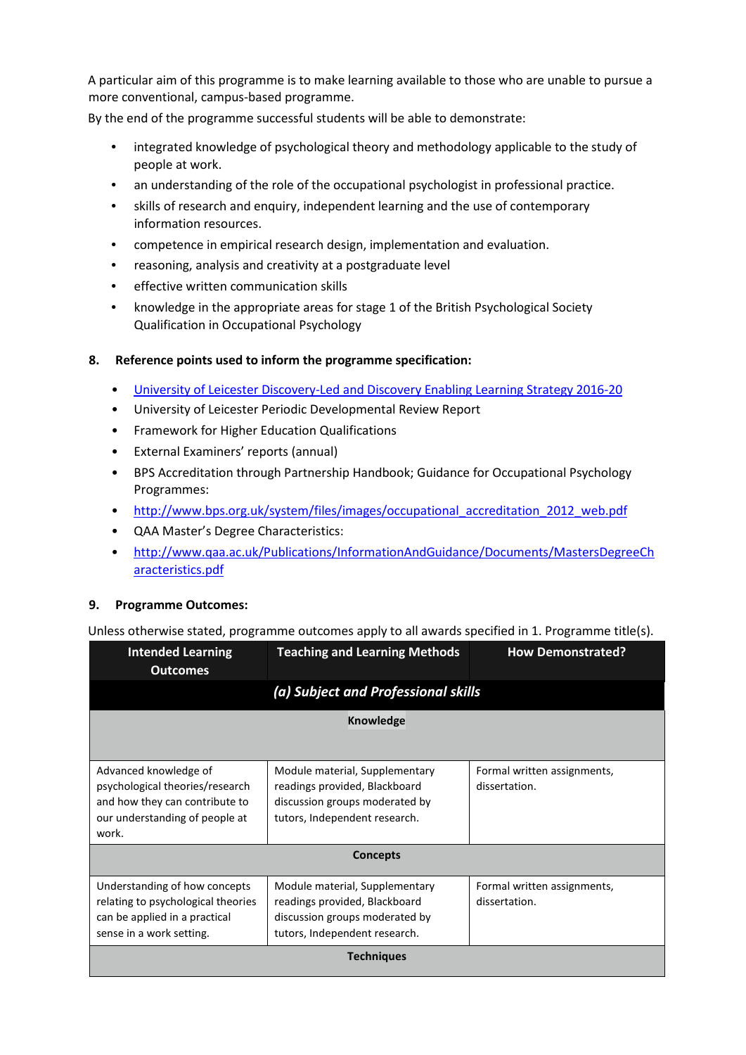A particular aim of this programme is to make learning available to those who are unable to pursue a more conventional, campus-based programme.

By the end of the programme successful students will be able to demonstrate:

- integrated knowledge of psychological theory and methodology applicable to the study of people at work.
- an understanding of the role of the occupational psychologist in professional practice.
- skills of research and enquiry, independent learning and the use of contemporary information resources.
- competence in empirical research design, implementation and evaluation.
- reasoning, analysis and creativity at a postgraduate level
- effective written communication skills
- knowledge in the appropriate areas for stage 1 of the British Psychological Society Qualification in Occupational Psychology

## 8. Reference points used to inform the programme specification:

- [University of Leicester Discovery-Led and Discovery Enabling Learning Strategy 2016-20]()
- University of Leicester Periodic Developmental Review Report
- Framework for Higher Education Qualifications
- External Examiners' reports (annual)
- BPS Accreditation through Partnership Handbook; Guidance for Occupational Psychology Programmes:
- http://www.bps.org.uk/system/files/images/occupational_accreditation_2012_web.pdf
- QAA Master's Degree Characteristics:
- http://www.qaa.ac.uk/Publications/InformationAndGuidance/Documents/MastersDegreeCharacteristics.pdf

## 9. Programme Outcomes:

Unless otherwise stated, programme outcomes apply to all awards specified in 1. Programme title(s).

| Intended Learning Outcomes | Teaching and Learning Methods | How Demonstrated? |
|---|---|---|
| ***(a) Subject and Professional skills*** | | |
| **Knowledge** | | |
| Advanced knowledge of psychological theories/research and how they can contribute to our understanding of people at work. | Module material, Supplementary readings provided, Blackboard discussion groups moderated by tutors, Independent research. | Formal written assignments, dissertation. |
| **Concepts** | | |
| Understanding of how concepts relating to psychological theories can be applied in a practical sense in a work setting. | Module material, Supplementary readings provided, Blackboard discussion groups moderated by tutors, Independent research. | Formal written assignments, dissertation. |
| **Techniques** | | |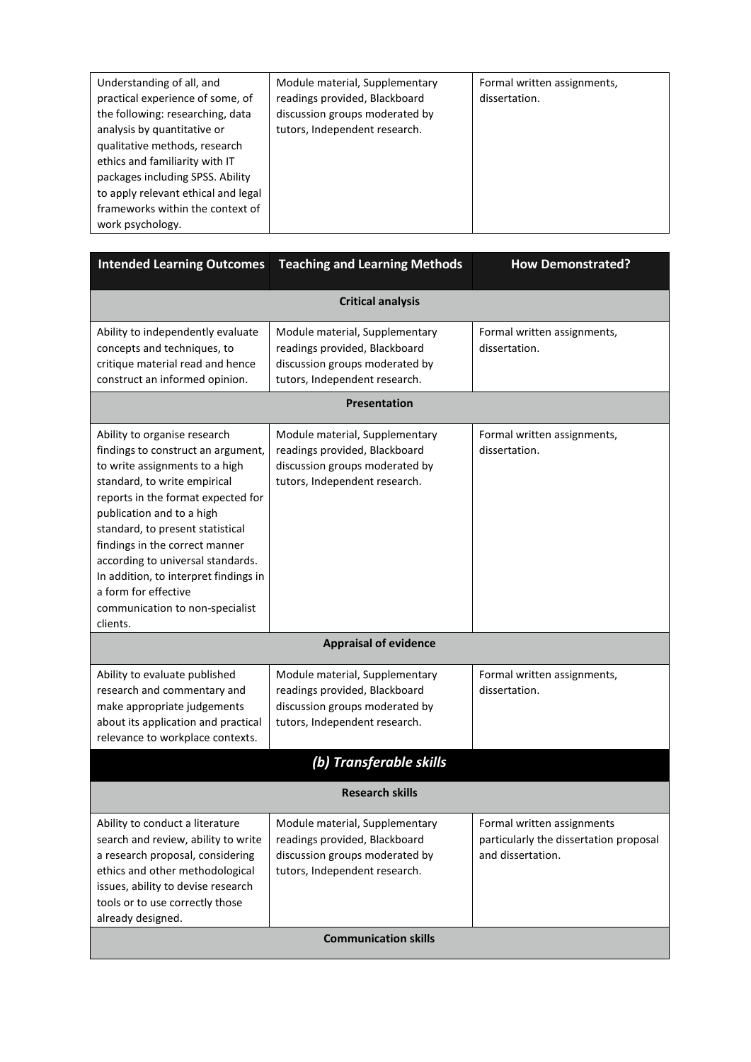| | | |
|---|---|---|
| Understanding of all, and practical experience of some, of the following: researching, data analysis by quantitative or qualitative methods, research ethics and familiarity with IT packages including SPSS. Ability to apply relevant ethical and legal frameworks within the context of work psychology. | Module material, Supplementary readings provided, Blackboard discussion groups moderated by tutors, Independent research. | Formal written assignments, dissertation. |

| Intended Learning Outcomes | Teaching and Learning Methods | How Demonstrated? |
|---|---|---|
| **Critical analysis** | | |
| Ability to independently evaluate concepts and techniques, to critique material read and hence construct an informed opinion. | Module material, Supplementary readings provided, Blackboard discussion groups moderated by tutors, Independent research. | Formal written assignments, dissertation. |
| **Presentation** | | |
| Ability to organise research findings to construct an argument, to write assignments to a high standard, to write empirical reports in the format expected for publication and to a high standard, to present statistical findings in the correct manner according to universal standards. In addition, to interpret findings in a form for effective communication to non-specialist clients. | Module material, Supplementary readings provided, Blackboard discussion groups moderated by tutors, Independent research. | Formal written assignments, dissertation. |
| **Appraisal of evidence** | | |
| Ability to evaluate published research and commentary and make appropriate judgements about its application and practical relevance to workplace contexts. | Module material, Supplementary readings provided, Blackboard discussion groups moderated by tutors, Independent research. | Formal written assignments, dissertation. |
| ***(b) Transferable skills*** | | |
| **Research skills** | | |
| Ability to conduct a literature search and review, ability to write a research proposal, considering ethics and other methodological issues, ability to devise research tools or to use correctly those already designed. | Module material, Supplementary readings provided, Blackboard discussion groups moderated by tutors, Independent research. | Formal written assignments particularly the dissertation proposal and dissertation. |
| **Communication skills** | | |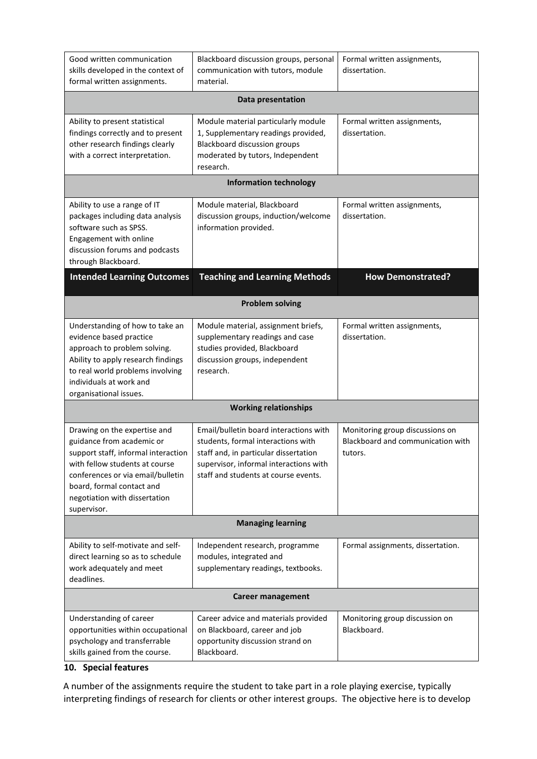| Intended Learning Outcomes | Teaching and Learning Methods | How Demonstrated? |
| --- | --- | --- |
| Good written communication skills developed in the context of formal written assignments. | Blackboard discussion groups, personal communication with tutors, module material. | Formal written assignments, dissertation. |
| **Data presentation** | | |
| Ability to present statistical findings correctly and to present other research findings clearly with a correct interpretation. | Module material particularly module 1, Supplementary readings provided, Blackboard discussion groups moderated by tutors, Independent research. | Formal written assignments, dissertation. |
| **Information technology** | | |
| Ability to use a range of IT packages including data analysis software such as SPSS. Engagement with online discussion forums and podcasts through Blackboard. | Module material, Blackboard discussion groups, induction/welcome information provided. | Formal written assignments, dissertation. |
| **Intended Learning Outcomes** | **Teaching and Learning Methods** | **How Demonstrated?** |
| **Problem solving** | | |
| Understanding of how to take an evidence based practice approach to problem solving. Ability to apply research findings to real world problems involving individuals at work and organisational issues. | Module material, assignment briefs, supplementary readings and case studies provided, Blackboard discussion groups, independent research. | Formal written assignments, dissertation. |
| **Working relationships** | | |
| Drawing on the expertise and guidance from academic or support staff, informal interaction with fellow students at course conferences or via email/bulletin board, formal contact and negotiation with dissertation supervisor. | Email/bulletin board interactions with students, formal interactions with staff and, in particular dissertation supervisor, informal interactions with staff and students at course events. | Monitoring group discussions on Blackboard and communication with tutors. |
| **Managing learning** | | |
| Ability to self-motivate and self-direct learning so as to schedule work adequately and meet deadlines. | Independent research, programme modules, integrated and supplementary readings, textbooks. | Formal assignments, dissertation. |
| **Career management** | | |
| Understanding of career opportunities within occupational psychology and transferrable skills gained from the course. | Career advice and materials provided on Blackboard, career and job opportunity discussion strand on Blackboard. | Monitoring group discussion on Blackboard. |

## 10. Special features

A number of the assignments require the student to take part in a role playing exercise, typically interpreting findings of research for clients or other interest groups. The objective here is to develop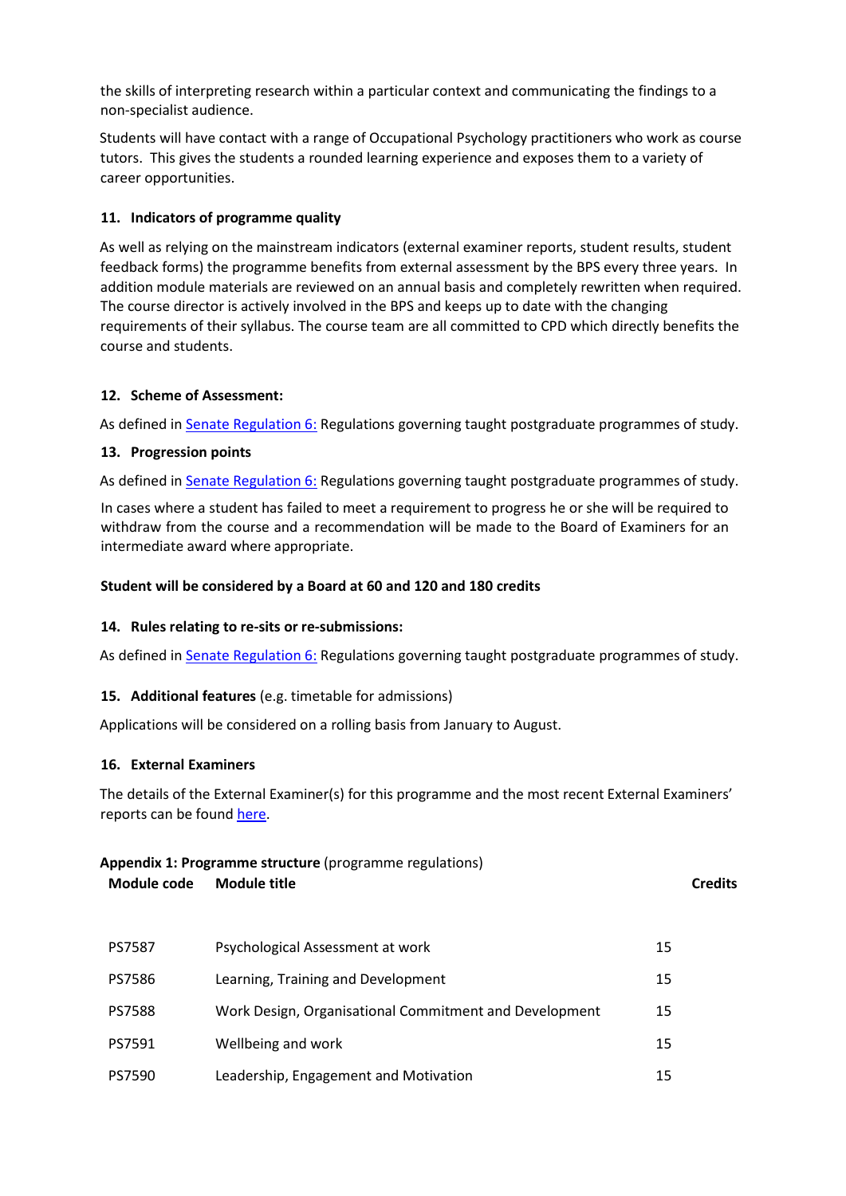the skills of interpreting research within a particular context and communicating the findings to a non-specialist audience.

Students will have contact with a range of Occupational Psychology practitioners who work as course tutors. This gives the students a rounded learning experience and exposes them to a variety of career opportunities.

### 11. Indicators of programme quality

As well as relying on the mainstream indicators (external examiner reports, student results, student feedback forms) the programme benefits from external assessment by the BPS every three years. In addition module materials are reviewed on an annual basis and completely rewritten when required. The course director is actively involved in the BPS and keeps up to date with the changing requirements of their syllabus. The course team are all committed to CPD which directly benefits the course and students.

### 12. Scheme of Assessment:

As defined in Senate Regulation 6: Regulations governing taught postgraduate programmes of study.

### 13. Progression points

As defined in Senate Regulation 6: Regulations governing taught postgraduate programmes of study.

In cases where a student has failed to meet a requirement to progress he or she will be required to withdraw from the course and a recommendation will be made to the Board of Examiners for an intermediate award where appropriate.

**Student will be considered by a Board at 60 and 120 and 180 credits**

### 14. Rules relating to re-sits or re-submissions:

As defined in Senate Regulation 6: Regulations governing taught postgraduate programmes of study.

### 15. Additional features (e.g. timetable for admissions)

Applications will be considered on a rolling basis from January to August.

### 16. External Examiners

The details of the External Examiner(s) for this programme and the most recent External Examiners' reports can be found here.

**Appendix 1: Programme structure** (programme regulations)

| Module code | Module title | Credits |
|---|---|---|
| PS7587 | Psychological Assessment at work | 15 |
| PS7586 | Learning, Training and Development | 15 |
| PS7588 | Work Design, Organisational Commitment and Development | 15 |
| PS7591 | Wellbeing and work | 15 |
| PS7590 | Leadership, Engagement and Motivation | 15 |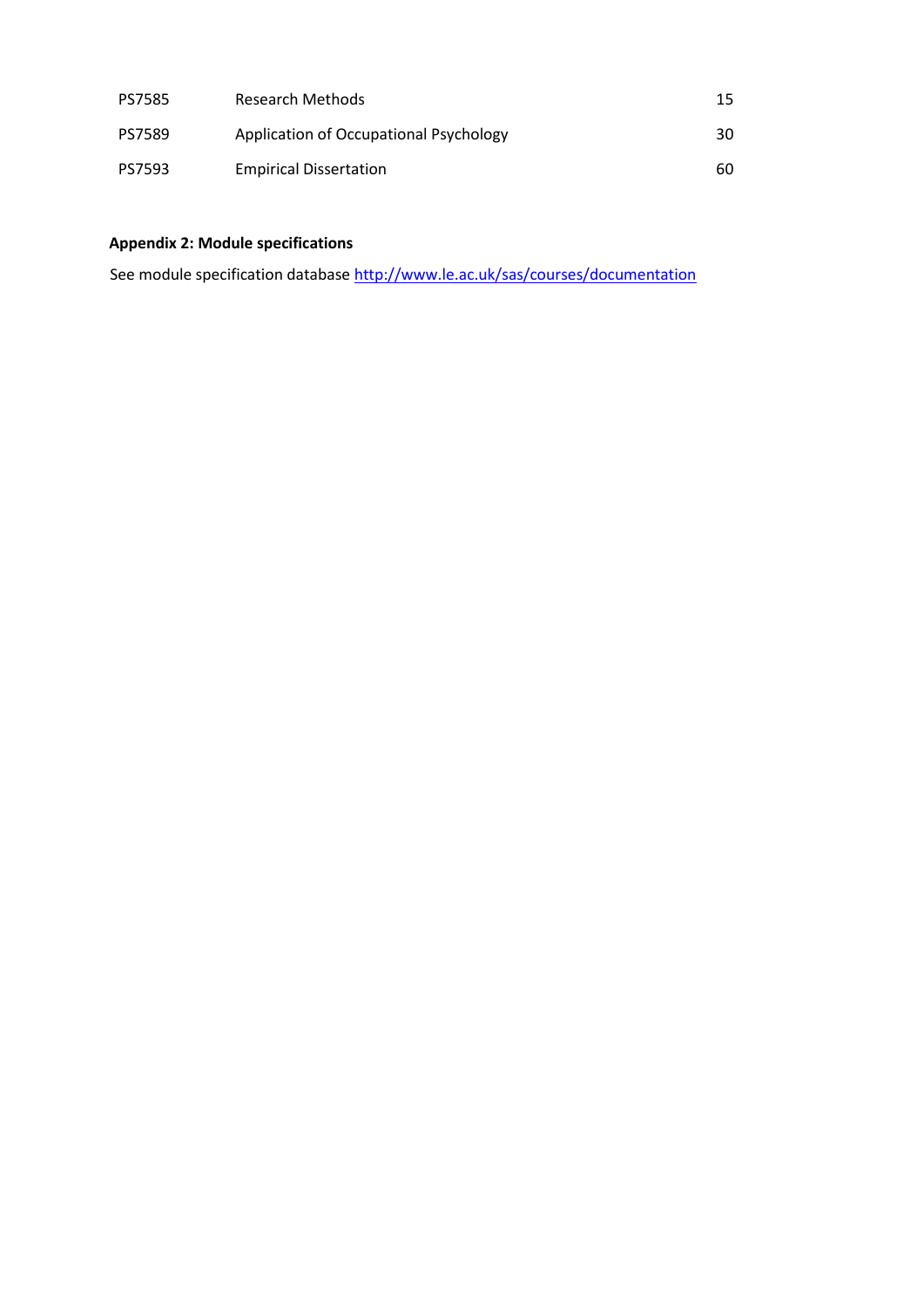| | | |
|---|---|---|
| PS7585 | Research Methods | 15 |
| PS7589 | Application of Occupational Psychology | 30 |
| PS7593 | Empirical Dissertation | 60 |

**Appendix 2: Module specifications**

See module specification database http://www.le.ac.uk/sas/courses/documentation